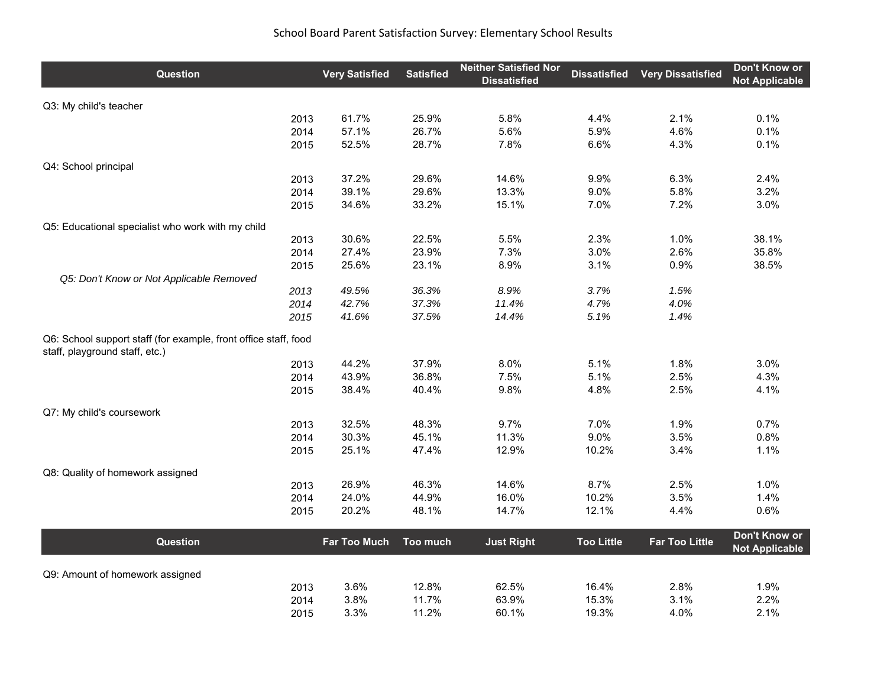# School Board Parent Satisfaction Survey: Elementary School Results

| Question | | Very Satisfied | Satisfied | Neither Satisfied Nor Dissatisfied | Dissatisfied | Very Dissatisfied | Don't Know or Not Applicable |
|---|---|---|---|---|---|---|---|
| Q3: My child's teacher | | | | | | | |
| | 2013 | 61.7% | 25.9% | 5.8% | 4.4% | 2.1% | 0.1% |
| | 2014 | 57.1% | 26.7% | 5.6% | 5.9% | 4.6% | 0.1% |
| | 2015 | 52.5% | 28.7% | 7.8% | 6.6% | 4.3% | 0.1% |
| Q4: School principal | | | | | | | |
| | 2013 | 37.2% | 29.6% | 14.6% | 9.9% | 6.3% | 2.4% |
| | 2014 | 39.1% | 29.6% | 13.3% | 9.0% | 5.8% | 3.2% |
| | 2015 | 34.6% | 33.2% | 15.1% | 7.0% | 7.2% | 3.0% |
| Q5: Educational specialist who work with my child | | | | | | | |
| | 2013 | 30.6% | 22.5% | 5.5% | 2.3% | 1.0% | 38.1% |
| | 2014 | 27.4% | 23.9% | 7.3% | 3.0% | 2.6% | 35.8% |
| | 2015 | 25.6% | 23.1% | 8.9% | 3.1% | 0.9% | 38.5% |
| *Q5: Don't Know or Not Applicable Removed* | | | | | | | |
| | *2013* | *49.5%* | *36.3%* | *8.9%* | *3.7%* | *1.5%* | |
| | *2014* | *42.7%* | *37.3%* | *11.4%* | *4.7%* | *4.0%* | |
| | *2015* | *41.6%* | *37.5%* | *14.4%* | *5.1%* | *1.4%* | |
| Q6: School support staff (for example, front office staff, food staff, playground staff, etc.) | | | | | | | |
| | 2013 | 44.2% | 37.9% | 8.0% | 5.1% | 1.8% | 3.0% |
| | 2014 | 43.9% | 36.8% | 7.5% | 5.1% | 2.5% | 4.3% |
| | 2015 | 38.4% | 40.4% | 9.8% | 4.8% | 2.5% | 4.1% |
| Q7: My child's coursework | | | | | | | |
| | 2013 | 32.5% | 48.3% | 9.7% | 7.0% | 1.9% | 0.7% |
| | 2014 | 30.3% | 45.1% | 11.3% | 9.0% | 3.5% | 0.8% |
| | 2015 | 25.1% | 47.4% | 12.9% | 10.2% | 3.4% | 1.1% |
| Q8: Quality of homework assigned | | | | | | | |
| | 2013 | 26.9% | 46.3% | 14.6% | 8.7% | 2.5% | 1.0% |
| | 2014 | 24.0% | 44.9% | 16.0% | 10.2% | 3.5% | 1.4% |
| | 2015 | 20.2% | 48.1% | 14.7% | 12.1% | 4.4% | 0.6% |

| Question | | Far Too Much | Too much | Just Right | Too Little | Far Too Little | Don't Know or Not Applicable |
|---|---|---|---|---|---|---|---|
| Q9: Amount of homework assigned | | | | | | | |
| | 2013 | 3.6% | 12.8% | 62.5% | 16.4% | 2.8% | 1.9% |
| | 2014 | 3.8% | 11.7% | 63.9% | 15.3% | 3.1% | 2.2% |
| | 2015 | 3.3% | 11.2% | 60.1% | 19.3% | 4.0% | 2.1% |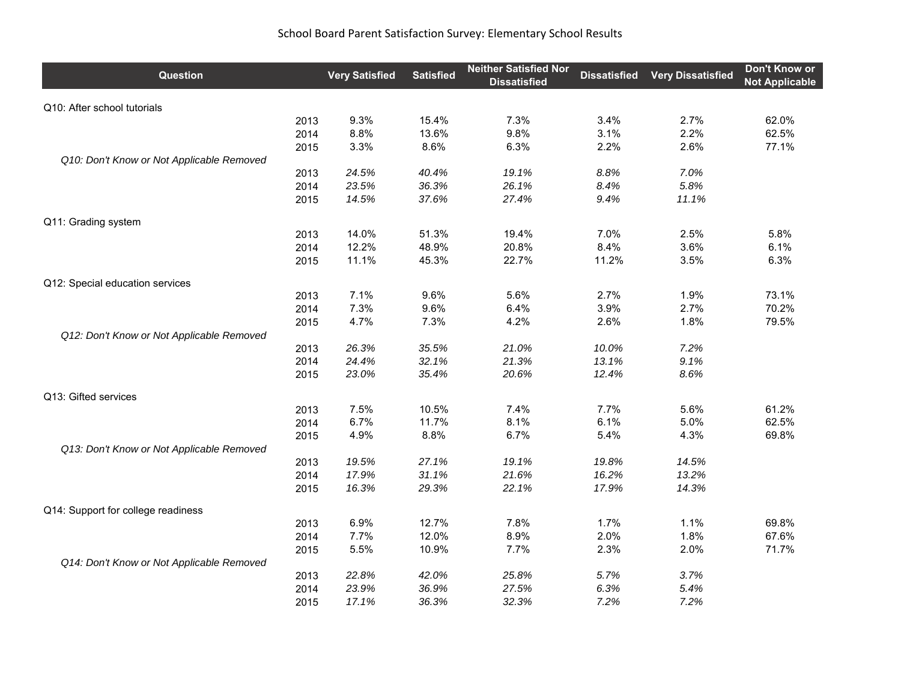School Board Parent Satisfaction Survey: Elementary School Results

| Question | | Very Satisfied | Satisfied | Neither Satisfied Nor Dissatisfied | Dissatisfied | Very Dissatisfied | Don't Know or Not Applicable |
|---|---|---|---|---|---|---|---|
| Q10: After school tutorials | | | | | | | |
| | 2013 | 9.3% | 15.4% | 7.3% | 3.4% | 2.7% | 62.0% |
| | 2014 | 8.8% | 13.6% | 9.8% | 3.1% | 2.2% | 62.5% |
| | 2015 | 3.3% | 8.6% | 6.3% | 2.2% | 2.6% | 77.1% |
| *Q10: Don't Know or Not Applicable Removed* | | | | | | | |
| | 2013 | *24.5%* | *40.4%* | *19.1%* | *8.8%* | *7.0%* | |
| | 2014 | *23.5%* | *36.3%* | *26.1%* | *8.4%* | *5.8%* | |
| | 2015 | *14.5%* | *37.6%* | *27.4%* | *9.4%* | *11.1%* | |
| Q11: Grading system | | | | | | | |
| | 2013 | 14.0% | 51.3% | 19.4% | 7.0% | 2.5% | 5.8% |
| | 2014 | 12.2% | 48.9% | 20.8% | 8.4% | 3.6% | 6.1% |
| | 2015 | 11.1% | 45.3% | 22.7% | 11.2% | 3.5% | 6.3% |
| Q12: Special education services | | | | | | | |
| | 2013 | 7.1% | 9.6% | 5.6% | 2.7% | 1.9% | 73.1% |
| | 2014 | 7.3% | 9.6% | 6.4% | 3.9% | 2.7% | 70.2% |
| | 2015 | 4.7% | 7.3% | 4.2% | 2.6% | 1.8% | 79.5% |
| *Q12: Don't Know or Not Applicable Removed* | | | | | | | |
| | 2013 | *26.3%* | *35.5%* | *21.0%* | *10.0%* | *7.2%* | |
| | 2014 | *24.4%* | *32.1%* | *21.3%* | *13.1%* | *9.1%* | |
| | 2015 | *23.0%* | *35.4%* | *20.6%* | *12.4%* | *8.6%* | |
| Q13: Gifted services | | | | | | | |
| | 2013 | 7.5% | 10.5% | 7.4% | 7.7% | 5.6% | 61.2% |
| | 2014 | 6.7% | 11.7% | 8.1% | 6.1% | 5.0% | 62.5% |
| | 2015 | 4.9% | 8.8% | 6.7% | 5.4% | 4.3% | 69.8% |
| *Q13: Don't Know or Not Applicable Removed* | | | | | | | |
| | 2013 | *19.5%* | *27.1%* | *19.1%* | *19.8%* | *14.5%* | |
| | 2014 | *17.9%* | *31.1%* | *21.6%* | *16.2%* | *13.2%* | |
| | 2015 | *16.3%* | *29.3%* | *22.1%* | *17.9%* | *14.3%* | |
| Q14: Support for college readiness | | | | | | | |
| | 2013 | 6.9% | 12.7% | 7.8% | 1.7% | 1.1% | 69.8% |
| | 2014 | 7.7% | 12.0% | 8.9% | 2.0% | 1.8% | 67.6% |
| | 2015 | 5.5% | 10.9% | 7.7% | 2.3% | 2.0% | 71.7% |
| *Q14: Don't Know or Not Applicable Removed* | | | | | | | |
| | 2013 | *22.8%* | *42.0%* | *25.8%* | *5.7%* | *3.7%* | |
| | 2014 | *23.9%* | *36.9%* | *27.5%* | *6.3%* | *5.4%* | |
| | 2015 | *17.1%* | *36.3%* | *32.3%* | *7.2%* | *7.2%* | |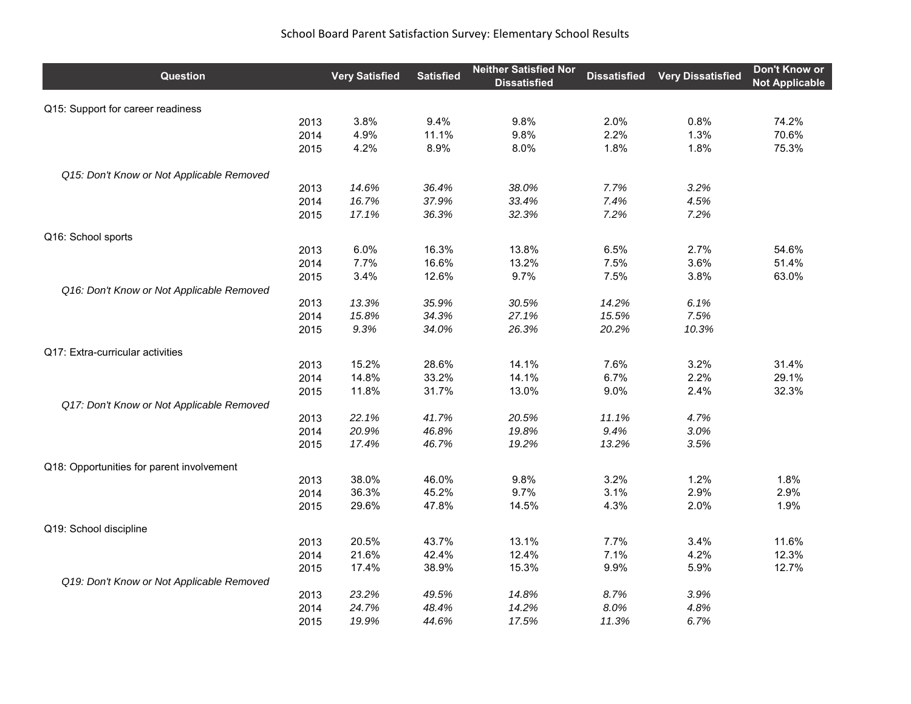School Board Parent Satisfaction Survey: Elementary School Results

| Question | | Very Satisfied | Satisfied | Neither Satisfied Nor Dissatisfied | Dissatisfied | Very Dissatisfied | Don't Know or Not Applicable |
|---|---|---|---|---|---|---|---|
| Q15: Support for career readiness | | | | | | | |
| | 2013 | 3.8% | 9.4% | 9.8% | 2.0% | 0.8% | 74.2% |
| | 2014 | 4.9% | 11.1% | 9.8% | 2.2% | 1.3% | 70.6% |
| | 2015 | 4.2% | 8.9% | 8.0% | 1.8% | 1.8% | 75.3% |
| *Q15: Don't Know or Not Applicable Removed* | | | | | | | |
| | 2013 | *14.6%* | *36.4%* | *38.0%* | *7.7%* | *3.2%* | |
| | 2014 | *16.7%* | *37.9%* | *33.4%* | *7.4%* | *4.5%* | |
| | 2015 | *17.1%* | *36.3%* | *32.3%* | *7.2%* | *7.2%* | |
| Q16: School sports | | | | | | | |
| | 2013 | 6.0% | 16.3% | 13.8% | 6.5% | 2.7% | 54.6% |
| | 2014 | 7.7% | 16.6% | 13.2% | 7.5% | 3.6% | 51.4% |
| | 2015 | 3.4% | 12.6% | 9.7% | 7.5% | 3.8% | 63.0% |
| *Q16: Don't Know or Not Applicable Removed* | | | | | | | |
| | 2013 | *13.3%* | *35.9%* | *30.5%* | *14.2%* | *6.1%* | |
| | 2014 | *15.8%* | *34.3%* | *27.1%* | *15.5%* | *7.5%* | |
| | 2015 | *9.3%* | *34.0%* | *26.3%* | *20.2%* | *10.3%* | |
| Q17: Extra-curricular activities | | | | | | | |
| | 2013 | 15.2% | 28.6% | 14.1% | 7.6% | 3.2% | 31.4% |
| | 2014 | 14.8% | 33.2% | 14.1% | 6.7% | 2.2% | 29.1% |
| | 2015 | 11.8% | 31.7% | 13.0% | 9.0% | 2.4% | 32.3% |
| *Q17: Don't Know or Not Applicable Removed* | | | | | | | |
| | 2013 | *22.1%* | *41.7%* | *20.5%* | *11.1%* | *4.7%* | |
| | 2014 | *20.9%* | *46.8%* | *19.8%* | *9.4%* | *3.0%* | |
| | 2015 | *17.4%* | *46.7%* | *19.2%* | *13.2%* | *3.5%* | |
| Q18: Opportunities for parent involvement | | | | | | | |
| | 2013 | 38.0% | 46.0% | 9.8% | 3.2% | 1.2% | 1.8% |
| | 2014 | 36.3% | 45.2% | 9.7% | 3.1% | 2.9% | 2.9% |
| | 2015 | 29.6% | 47.8% | 14.5% | 4.3% | 2.0% | 1.9% |
| Q19: School discipline | | | | | | | |
| | 2013 | 20.5% | 43.7% | 13.1% | 7.7% | 3.4% | 11.6% |
| | 2014 | 21.6% | 42.4% | 12.4% | 7.1% | 4.2% | 12.3% |
| | 2015 | 17.4% | 38.9% | 15.3% | 9.9% | 5.9% | 12.7% |
| *Q19: Don't Know or Not Applicable Removed* | | | | | | | |
| | 2013 | *23.2%* | *49.5%* | *14.8%* | *8.7%* | *3.9%* | |
| | 2014 | *24.7%* | *48.4%* | *14.2%* | *8.0%* | *4.8%* | |
| | 2015 | *19.9%* | *44.6%* | *17.5%* | *11.3%* | *6.7%* | |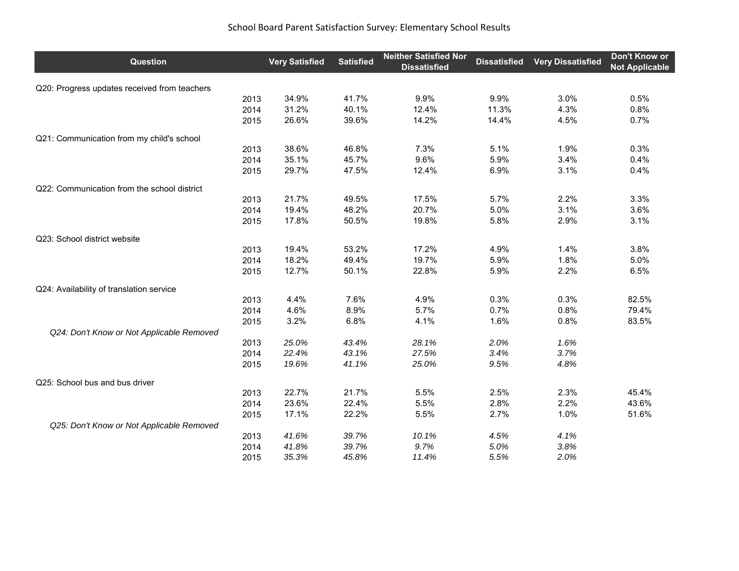School Board Parent Satisfaction Survey: Elementary School Results

| Question | | Very Satisfied | Satisfied | Neither Satisfied Nor Dissatisfied | Dissatisfied | Very Dissatisfied | Don't Know or Not Applicable |
|---|---|---|---|---|---|---|---|
| Q20: Progress updates received from teachers | | | | | | | |
| | 2013 | 34.9% | 41.7% | 9.9% | 9.9% | 3.0% | 0.5% |
| | 2014 | 31.2% | 40.1% | 12.4% | 11.3% | 4.3% | 0.8% |
| | 2015 | 26.6% | 39.6% | 14.2% | 14.4% | 4.5% | 0.7% |
| Q21: Communication from my child's school | | | | | | | |
| | 2013 | 38.6% | 46.8% | 7.3% | 5.1% | 1.9% | 0.3% |
| | 2014 | 35.1% | 45.7% | 9.6% | 5.9% | 3.4% | 0.4% |
| | 2015 | 29.7% | 47.5% | 12.4% | 6.9% | 3.1% | 0.4% |
| Q22: Communication from the school district | | | | | | | |
| | 2013 | 21.7% | 49.5% | 17.5% | 5.7% | 2.2% | 3.3% |
| | 2014 | 19.4% | 48.2% | 20.7% | 5.0% | 3.1% | 3.6% |
| | 2015 | 17.8% | 50.5% | 19.8% | 5.8% | 2.9% | 3.1% |
| Q23: School district website | | | | | | | |
| | 2013 | 19.4% | 53.2% | 17.2% | 4.9% | 1.4% | 3.8% |
| | 2014 | 18.2% | 49.4% | 19.7% | 5.9% | 1.8% | 5.0% |
| | 2015 | 12.7% | 50.1% | 22.8% | 5.9% | 2.2% | 6.5% |
| Q24: Availability of translation service | | | | | | | |
| | 2013 | 4.4% | 7.6% | 4.9% | 0.3% | 0.3% | 82.5% |
| | 2014 | 4.6% | 8.9% | 5.7% | 0.7% | 0.8% | 79.4% |
| | 2015 | 3.2% | 6.8% | 4.1% | 1.6% | 0.8% | 83.5% |
| *Q24: Don't Know or Not Applicable Removed* | | | | | | | |
| | 2013 | *25.0%* | *43.4%* | *28.1%* | *2.0%* | *1.6%* | |
| | 2014 | *22.4%* | *43.1%* | *27.5%* | *3.4%* | *3.7%* | |
| | 2015 | *19.6%* | *41.1%* | *25.0%* | *9.5%* | *4.8%* | |
| Q25: School bus and bus driver | | | | | | | |
| | 2013 | 22.7% | 21.7% | 5.5% | 2.5% | 2.3% | 45.4% |
| | 2014 | 23.6% | 22.4% | 5.5% | 2.8% | 2.2% | 43.6% |
| | 2015 | 17.1% | 22.2% | 5.5% | 2.7% | 1.0% | 51.6% |
| *Q25: Don't Know or Not Applicable Removed* | | | | | | | |
| | 2013 | *41.6%* | *39.7%* | *10.1%* | *4.5%* | *4.1%* | |
| | 2014 | *41.8%* | *39.7%* | *9.7%* | *5.0%* | *3.8%* | |
| | 2015 | *35.3%* | *45.8%* | *11.4%* | *5.5%* | *2.0%* | |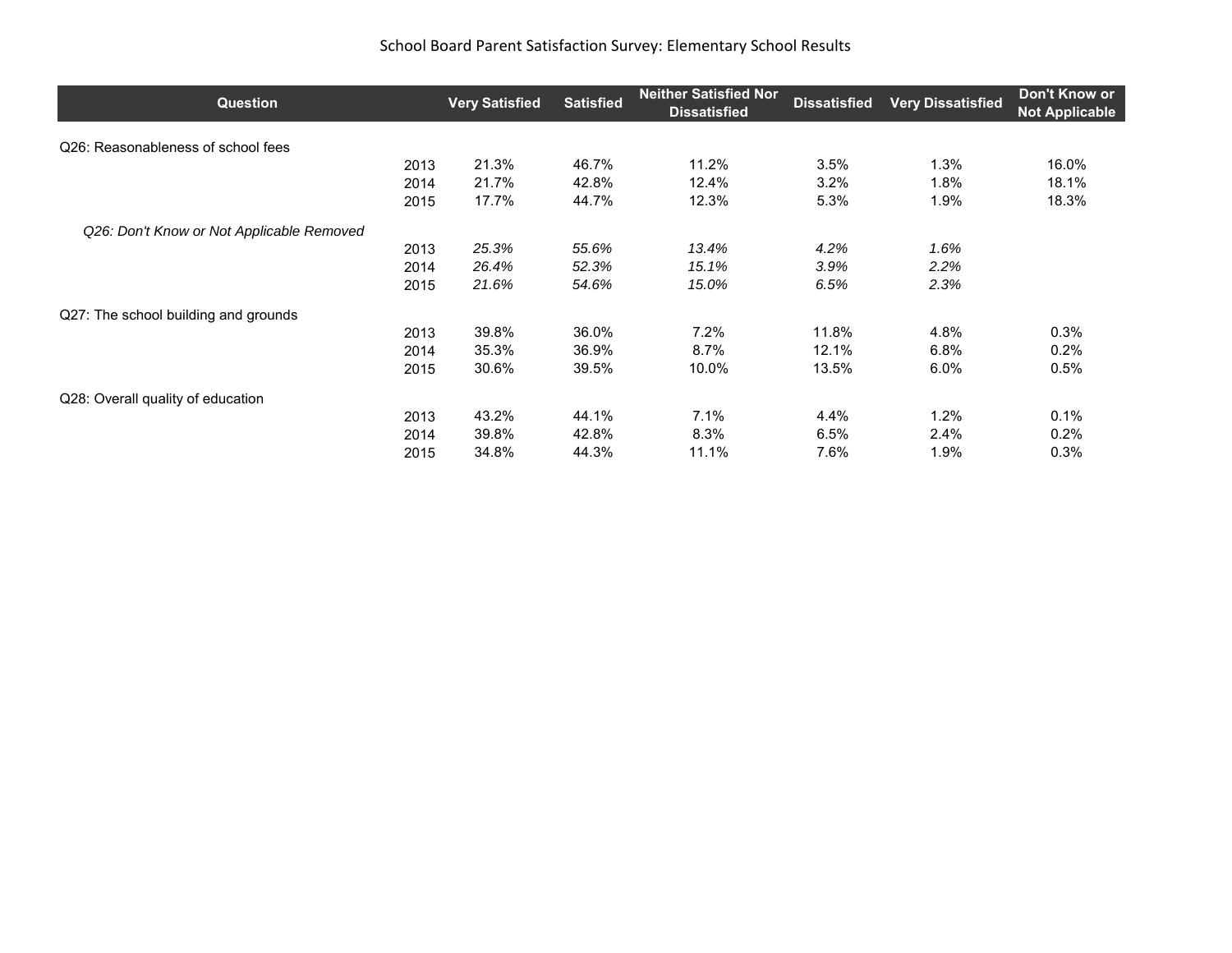# School Board Parent Satisfaction Survey: Elementary School Results

| Question | | Very Satisfied | Satisfied | Neither Satisfied Nor Dissatisfied | Dissatisfied | Very Dissatisfied | Don't Know or Not Applicable |
|---|---|---|---|---|---|---|---|
| Q26: Reasonableness of school fees | | | | | | | |
| | 2013 | 21.3% | 46.7% | 11.2% | 3.5% | 1.3% | 16.0% |
| | 2014 | 21.7% | 42.8% | 12.4% | 3.2% | 1.8% | 18.1% |
| | 2015 | 17.7% | 44.7% | 12.3% | 5.3% | 1.9% | 18.3% |
| *Q26: Don't Know or Not Applicable Removed* | | | | | | | |
| | 2013 | *25.3%* | *55.6%* | *13.4%* | *4.2%* | *1.6%* | |
| | 2014 | *26.4%* | *52.3%* | *15.1%* | *3.9%* | *2.2%* | |
| | 2015 | *21.6%* | *54.6%* | *15.0%* | *6.5%* | *2.3%* | |
| Q27: The school building and grounds | | | | | | | |
| | 2013 | 39.8% | 36.0% | 7.2% | 11.8% | 4.8% | 0.3% |
| | 2014 | 35.3% | 36.9% | 8.7% | 12.1% | 6.8% | 0.2% |
| | 2015 | 30.6% | 39.5% | 10.0% | 13.5% | 6.0% | 0.5% |
| Q28: Overall quality of education | | | | | | | |
| | 2013 | 43.2% | 44.1% | 7.1% | 4.4% | 1.2% | 0.1% |
| | 2014 | 39.8% | 42.8% | 8.3% | 6.5% | 2.4% | 0.2% |
| | 2015 | 34.8% | 44.3% | 11.1% | 7.6% | 1.9% | 0.3% |